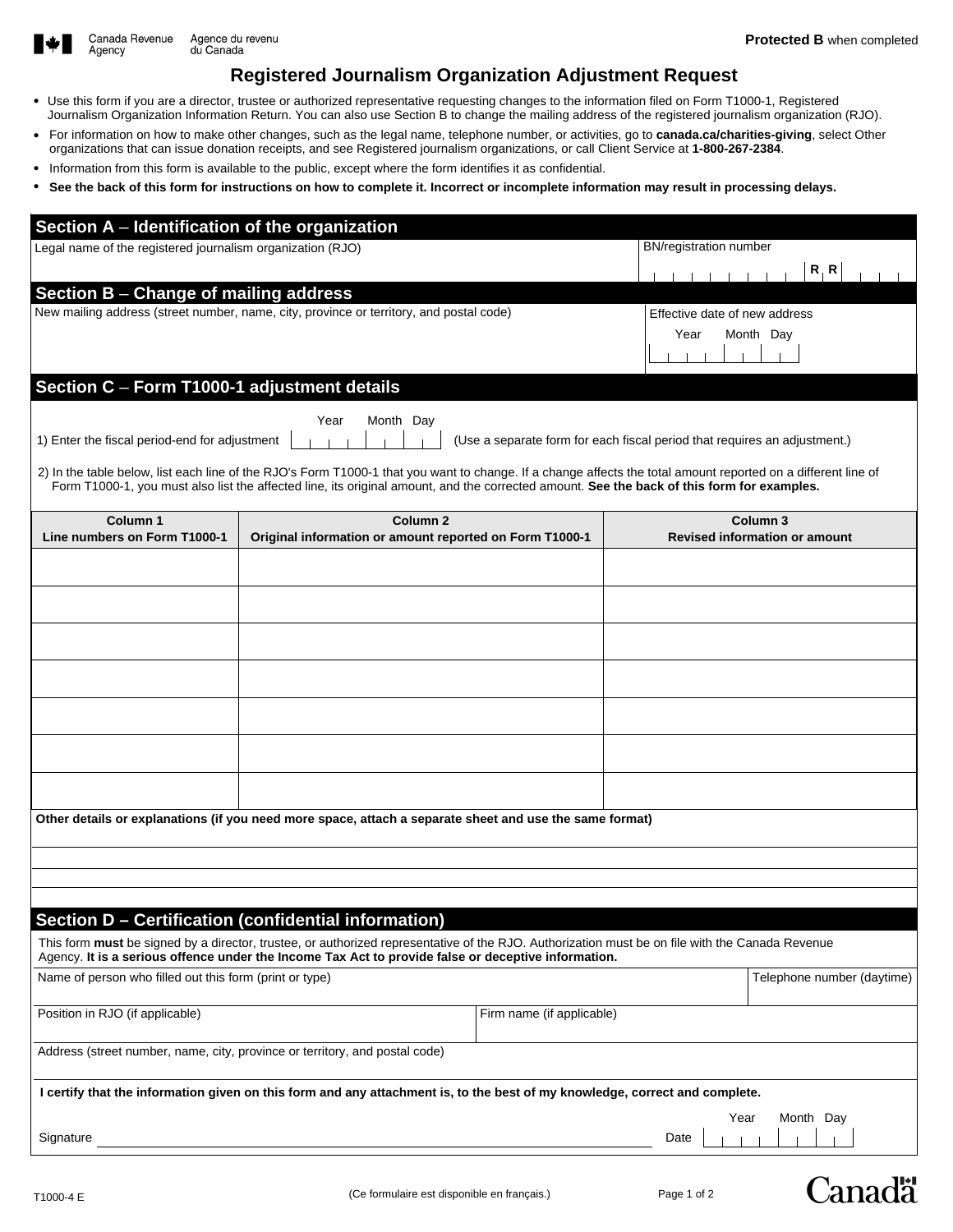Canada Revenue Agency / Agence du revenu du Canada

**Protected B** when completed

# Registered Journalism Organization Adjustment Request

- Use this form if you are a director, trustee or authorized representative requesting changes to the information filed on Form T1000-1, Registered Journalism Organization Information Return. You can also use Section B to change the mailing address of the registered journalism organization (RJO).
- For information on how to make other changes, such as the legal name, telephone number, or activities, go to **canada.ca/charities-giving**, select Other organizations that can issue donation receipts, and see Registered journalism organizations, or call Client Service at **1-800-267-2384**.
- Information from this form is available to the public, except where the form identifies it as confidential.
- **See the back of this form for instructions on how to complete it. Incorrect or incomplete information may result in processing delays.**

## Section A – Identification of the organization

Legal name of the registered journalism organization (RJO)

BN/registration number: _________ R R ____

## Section B – Change of mailing address

New mailing address (street number, name, city, province or territory, and postal code)

Effective date of new address (Year Month Day)

## Section C – Form T1000-1 adjustment details

1) Enter the fiscal period-end for adjustment (Year Month Day) (Use a separate form for each fiscal period that requires an adjustment.)

2) In the table below, list each line of the RJO's Form T1000-1 that you want to change. If a change affects the total amount reported on a different line of Form T1000-1, you must also list the affected line, its original amount, and the corrected amount. **See the back of this form for examples.**

| Column 1<br>Line numbers on Form T1000-1 | Column 2<br>Original information or amount reported on Form T1000-1 | Column 3<br>Revised information or amount |
|---|---|---|
| | | |
| | | |
| | | |
| | | |
| | | |
| | | |
| | | |

**Other details or explanations (if you need more space, attach a separate sheet and use the same format)**

## Section D – Certification (confidential information)

This form **must** be signed by a director, trustee, or authorized representative of the RJO. Authorization must be on file with the Canada Revenue Agency. **It is a serious offence under the Income Tax Act to provide false or deceptive information.**

Name of person who filled out this form (print or type)

Telephone number (daytime)

Position in RJO (if applicable)

Firm name (if applicable)

Address (street number, name, city, province or territory, and postal code)

**I certify that the information given on this form and any attachment is, to the best of my knowledge, correct and complete.**

Signature ______________________ Date (Year Month Day)

T1000-4 E (Ce formulaire est disponible en français.)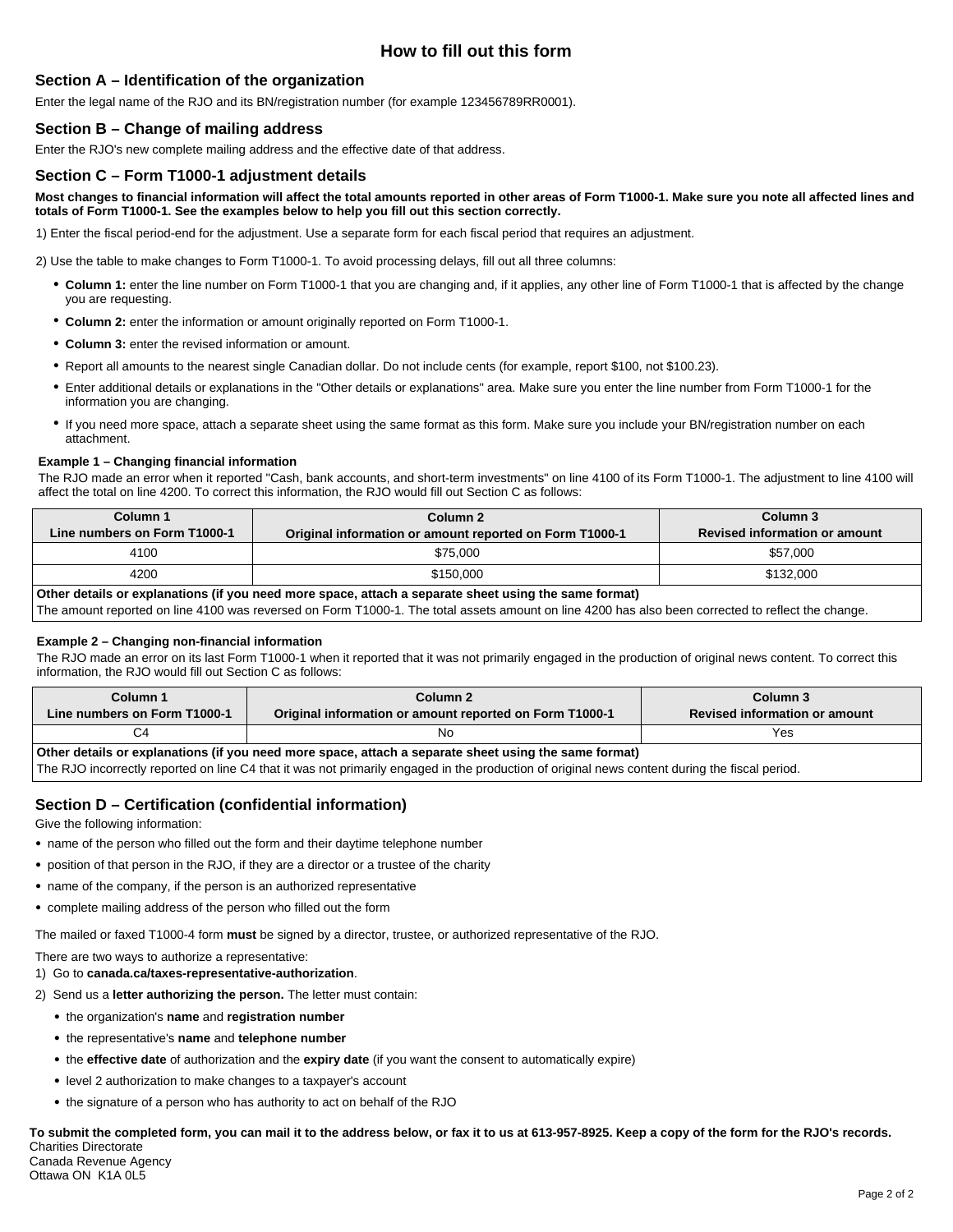# How to fill out this form

## Section A – Identification of the organization

Enter the legal name of the RJO and its BN/registration number (for example 123456789RR0001).

## Section B – Change of mailing address

Enter the RJO's new complete mailing address and the effective date of that address.

## Section C – Form T1000-1 adjustment details

**Most changes to financial information will affect the total amounts reported in other areas of Form T1000-1. Make sure you note all affected lines and totals of Form T1000-1. See the examples below to help you fill out this section correctly.**

1) Enter the fiscal period-end for the adjustment. Use a separate form for each fiscal period that requires an adjustment.

2) Use the table to make changes to Form T1000-1. To avoid processing delays, fill out all three columns:

- **Column 1:** enter the line number on Form T1000-1 that you are changing and, if it applies, any other line of Form T1000-1 that is affected by the change you are requesting.
- **Column 2:** enter the information or amount originally reported on Form T1000-1.
- **Column 3:** enter the revised information or amount.
- Report all amounts to the nearest single Canadian dollar. Do not include cents (for example, report $100, not $100.23).
- Enter additional details or explanations in the "Other details or explanations" area. Make sure you enter the line number from Form T1000-1 for the information you are changing.
- If you need more space, attach a separate sheet using the same format as this form. Make sure you include your BN/registration number on each attachment.

**Example 1 – Changing financial information**

The RJO made an error when it reported "Cash, bank accounts, and short-term investments" on line 4100 of its Form T1000-1. The adjustment to line 4100 will affect the total on line 4200. To correct this information, the RJO would fill out Section C as follows:

| Column 1<br>Line numbers on Form T1000-1 | Column 2<br>Original information or amount reported on Form T1000-1 | Column 3<br>Revised information or amount |
|---|---|---|
| 4100 | $75,000 | $57,000 |
| 4200 | $150,000 | $132,000 |

**Other details or explanations (if you need more space, attach a separate sheet using the same format)**

The amount reported on line 4100 was reversed on Form T1000-1. The total assets amount on line 4200 has also been corrected to reflect the change.

**Example 2 – Changing non-financial information**

The RJO made an error on its last Form T1000-1 when it reported that it was not primarily engaged in the production of original news content. To correct this information, the RJO would fill out Section C as follows:

| Column 1<br>Line numbers on Form T1000-1 | Column 2<br>Original information or amount reported on Form T1000-1 | Column 3<br>Revised information or amount |
|---|---|---|
| C4 | No | Yes |

**Other details or explanations (if you need more space, attach a separate sheet using the same format)**

The RJO incorrectly reported on line C4 that it was not primarily engaged in the production of original news content during the fiscal period.

## Section D – Certification (confidential information)

Give the following information:

- name of the person who filled out the form and their daytime telephone number
- position of that person in the RJO, if they are a director or a trustee of the charity
- name of the company, if the person is an authorized representative
- complete mailing address of the person who filled out the form

The mailed or faxed T1000-4 form **must** be signed by a director, trustee, or authorized representative of the RJO.

There are two ways to authorize a representative:

1) Go to **canada.ca/taxes-representative-authorization**.

2) Send us a **letter authorizing the person.** The letter must contain:

- the organization's **name** and **registration number**
- the representative's **name** and **telephone number**
- the **effective date** of authorization and the **expiry date** (if you want the consent to automatically expire)
- level 2 authorization to make changes to a taxpayer's account
- the signature of a person who has authority to act on behalf of the RJO

**To submit the completed form, you can mail it to the address below, or fax it to us at 613-957-8925. Keep a copy of the form for the RJO's records.**

Charities Directorate
Canada Revenue Agency
Ottawa ON K1A 0L5